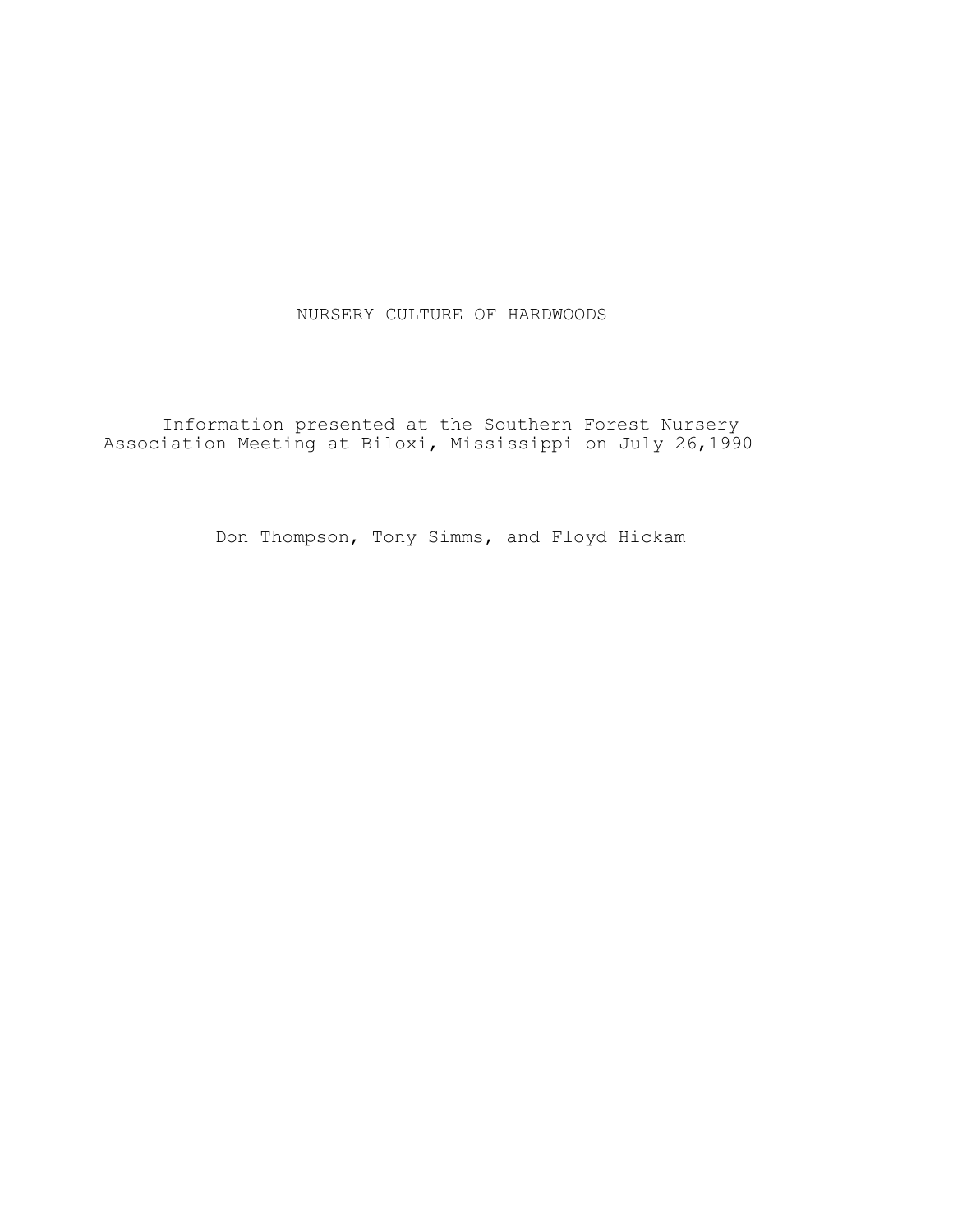# NURSERY CULTURE OF HARDWOODS

Information presented at the Southern Forest Nursery Association Meeting at Biloxi, Mississippi on July 26,1990

Don Thompson, Tony Simms, and Floyd Hickam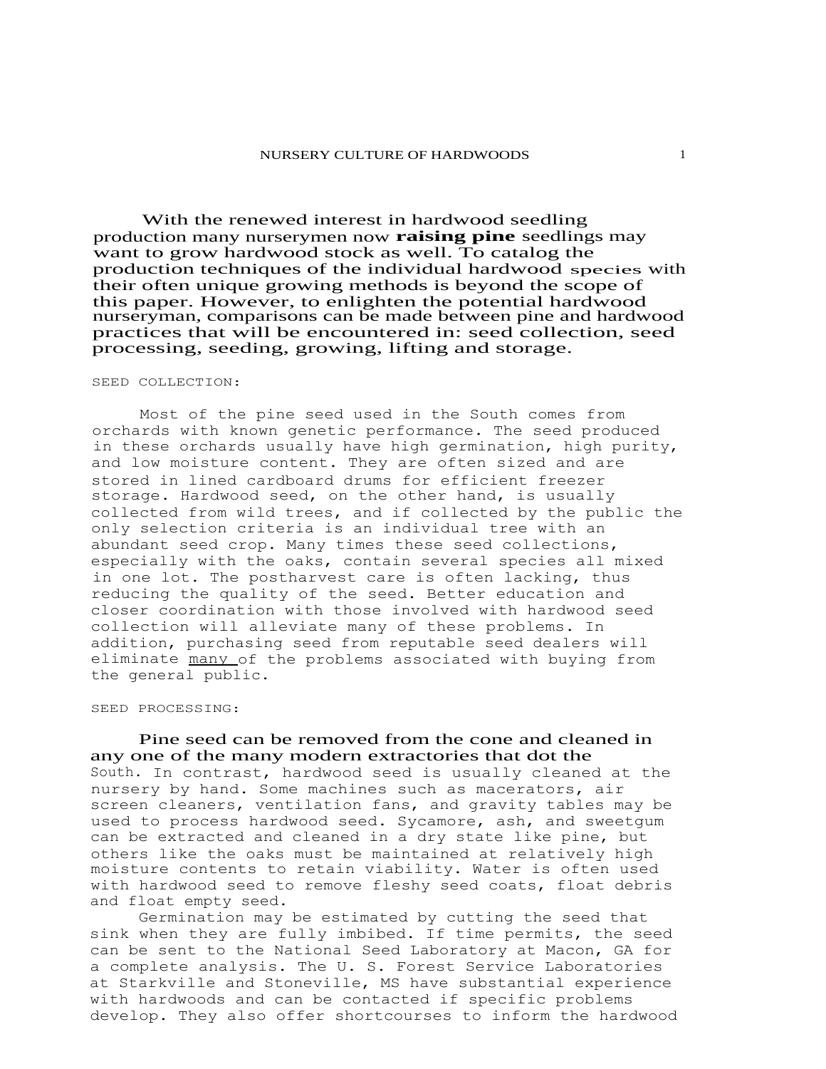With the renewed interest in hardwood seedling production many nurserymen now **raising pine** seedlings may want to grow hardwood stock as well. To catalog the production techniques of the individual hardwood species with their often unique growing methods is beyond the scope of this paper. However, to enlighten the potential hardwood nurseryman, comparisons can be made between pine and hardwood practices that will be encountered in: seed collection, seed processing, seeding, growing, lifting and storage.

SEED COLLECTION:

Most of the pine seed used in the South comes from orchards with known genetic performance. The seed produced in these orchards usually have high germination, high purity, and low moisture content. They are often sized and are stored in lined cardboard drums for efficient freezer storage. Hardwood seed, on the other hand, is usually collected from wild trees, and if collected by the public the only selection criteria is an individual tree with an abundant seed crop. Many times these seed collections, especially with the oaks, contain several species all mixed in one lot. The postharvest care is often lacking, thus reducing the quality of the seed. Better education and closer coordination with those involved with hardwood seed collection will alleviate many of these problems. In addition, purchasing seed from reputable seed dealers will eliminate many of the problems associated with buying from the general public.

SEED PROCESSING:

Pine seed can be removed from the cone and cleaned in any one of the many modern extractories that dot the South. In contrast, hardwood seed is usually cleaned at the nursery by hand. Some machines such as macerators, air screen cleaners, ventilation fans, and gravity tables may be used to process hardwood seed. Sycamore, ash, and sweetgum can be extracted and cleaned in a dry state like pine, but others like the oaks must be maintained at relatively high moisture contents to retain viability. Water is often used with hardwood seed to remove fleshy seed coats, float debris and float empty seed.

Germination may be estimated by cutting the seed that sink when they are fully imbibed. If time permits, the seed can be sent to the National Seed Laboratory at Macon, GA for a complete analysis. The U. S. Forest Service Laboratories at Starkville and Stoneville, MS have substantial experience with hardwoods and can be contacted if specific problems develop. They also offer shortcourses to inform the hardwood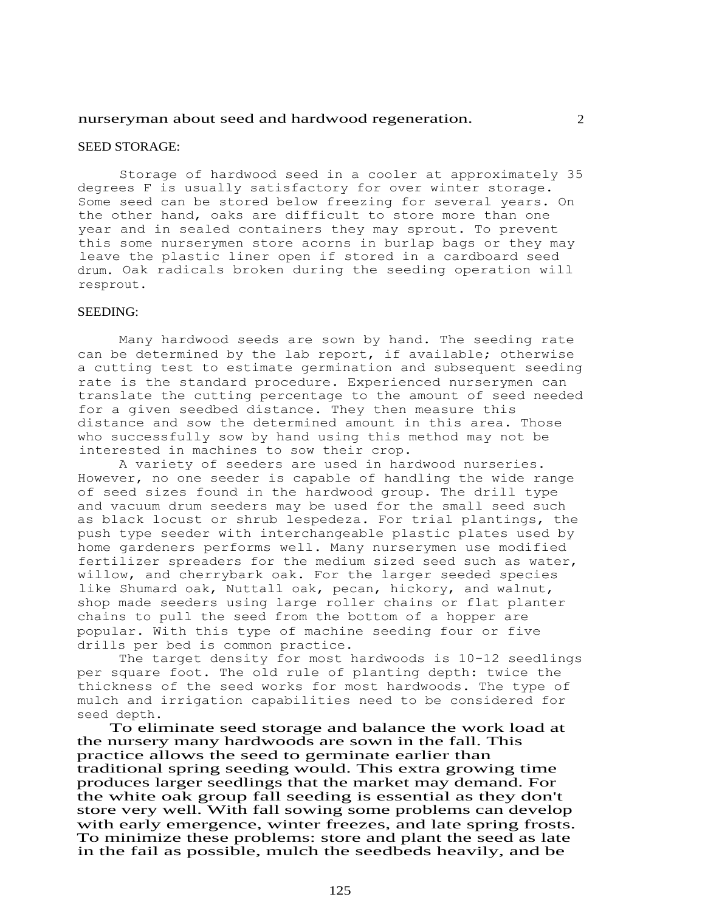nurseryman about seed and hardwood regeneration.

SEED STORAGE:

Storage of hardwood seed in a cooler at approximately 35 degrees F is usually satisfactory for over winter storage. Some seed can be stored below freezing for several years. On the other hand, oaks are difficult to store more than one year and in sealed containers they may sprout. To prevent this some nurserymen store acorns in burlap bags or they may leave the plastic liner open if stored in a cardboard seed drum. Oak radicals broken during the seeding operation will resprout.

SEEDING:

Many hardwood seeds are sown by hand. The seeding rate can be determined by the lab report, if available; otherwise a cutting test to estimate germination and subsequent seeding rate is the standard procedure. Experienced nurserymen can translate the cutting percentage to the amount of seed needed for a given seedbed distance. They then measure this distance and sow the determined amount in this area. Those who successfully sow by hand using this method may not be interested in machines to sow their crop.

A variety of seeders are used in hardwood nurseries. However, no one seeder is capable of handling the wide range of seed sizes found in the hardwood group. The drill type and vacuum drum seeders may be used for the small seed such as black locust or shrub lespedeza. For trial plantings, the push type seeder with interchangeable plastic plates used by home gardeners performs well. Many nurserymen use modified fertilizer spreaders for the medium sized seed such as water, willow, and cherrybark oak. For the larger seeded species like Shumard oak, Nuttall oak, pecan, hickory, and walnut, shop made seeders using large roller chains or flat planter chains to pull the seed from the bottom of a hopper are popular. With this type of machine seeding four or five drills per bed is common practice.

The target density for most hardwoods is 10-12 seedlings per square foot. The old rule of planting depth: twice the thickness of the seed works for most hardwoods. The type of mulch and irrigation capabilities need to be considered for seed depth.

To eliminate seed storage and balance the work load at the nursery many hardwoods are sown in the fall. This practice allows the seed to germinate earlier than traditional spring seeding would. This extra growing time produces larger seedlings that the market may demand. For the white oak group fall seeding is essential as they don't store very well. With fall sowing some problems can develop with early emergence, winter freezes, and late spring frosts. To minimize these problems: store and plant the seed as late in the fail as possible, mulch the seedbeds heavily, and be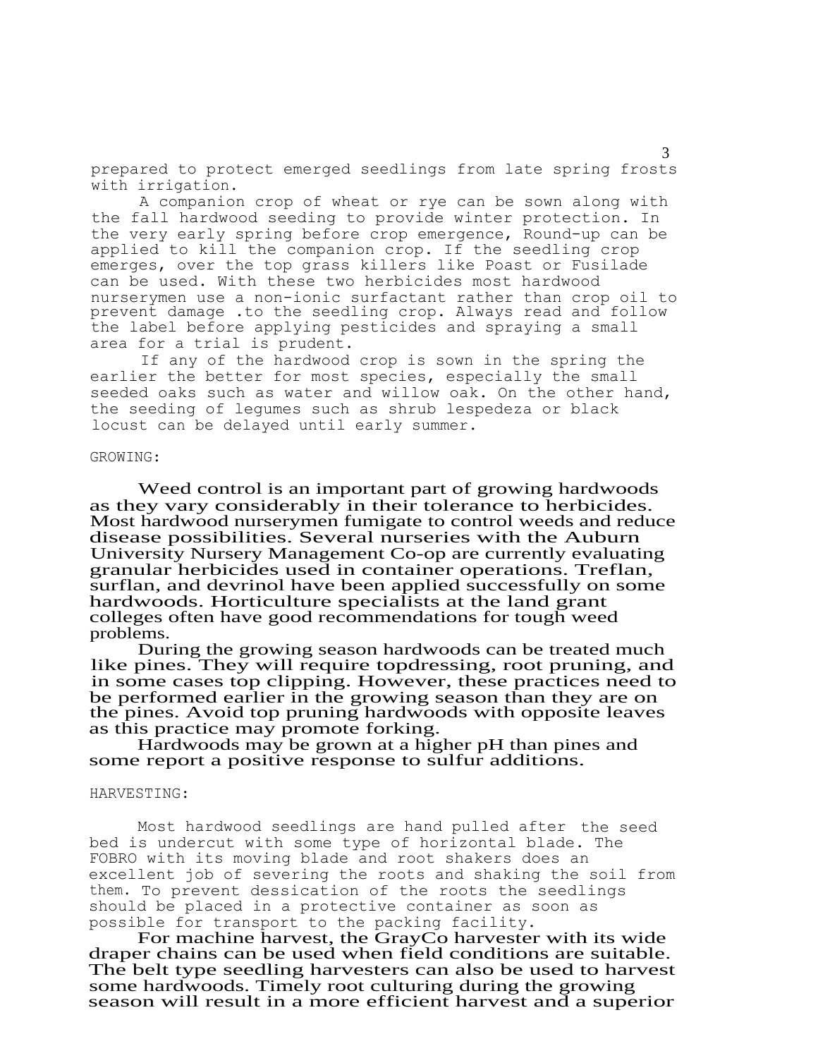prepared to protect emerged seedlings from late spring frosts with irrigation.

A companion crop of wheat or rye can be sown along with the fall hardwood seeding to provide winter protection. In the very early spring before crop emergence, Round-up can be applied to kill the companion crop. If the seedling crop emerges, over the top grass killers like Poast or Fusilade can be used. With these two herbicides most hardwood nurserymen use a non-ionic surfactant rather than crop oil to prevent damage .to the seedling crop. Always read and follow the label before applying pesticides and spraying a small area for a trial is prudent.

If any of the hardwood crop is sown in the spring the earlier the better for most species, especially the small seeded oaks such as water and willow oak. On the other hand, the seeding of legumes such as shrub lespedeza or black locust can be delayed until early summer.

GROWING:

Weed control is an important part of growing hardwoods as they vary considerably in their tolerance to herbicides. Most hardwood nurserymen fumigate to control weeds and reduce disease possibilities. Several nurseries with the Auburn University Nursery Management Co-op are currently evaluating granular herbicides used in container operations. Treflan, surflan, and devrinol have been applied successfully on some hardwoods. Horticulture specialists at the land grant colleges often have good recommendations for tough weed problems.

During the growing season hardwoods can be treated much like pines. They will require topdressing, root pruning, and in some cases top clipping. However, these practices need to be performed earlier in the growing season than they are on the pines. Avoid top pruning hardwoods with opposite leaves as this practice may promote forking.

Hardwoods may be grown at a higher pH than pines and some report a positive response to sulfur additions.

HARVESTING:

Most hardwood seedlings are hand pulled after the seed bed is undercut with some type of horizontal blade. The FOBRO with its moving blade and root shakers does an excellent job of severing the roots and shaking the soil from them. To prevent dessication of the roots the seedlings should be placed in a protective container as soon as possible for transport to the packing facility.

For machine harvest, the GrayCo harvester with its wide draper chains can be used when field conditions are suitable. The belt type seedling harvesters can also be used to harvest some hardwoods. Timely root culturing during the growing season will result in a more efficient harvest and a superior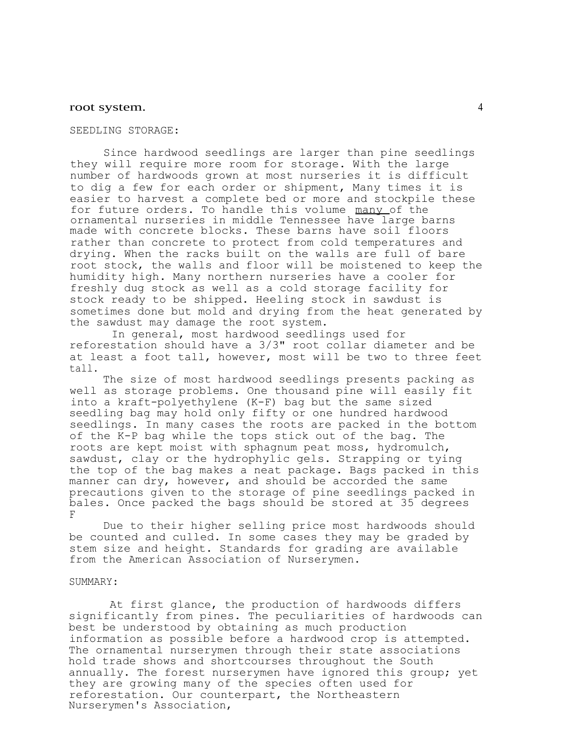root system.

SEEDLING STORAGE:

Since hardwood seedlings are larger than pine seedlings they will require more room for storage. With the large number of hardwoods grown at most nurseries it is difficult to dig a few for each order or shipment, Many times it is easier to harvest a complete bed or more and stockpile these for future orders. To handle this volume many of the ornamental nurseries in middle Tennessee have large barns made with concrete blocks. These barns have soil floors rather than concrete to protect from cold temperatures and drying. When the racks built on the walls are full of bare root stock, the walls and floor will be moistened to keep the humidity high. Many northern nurseries have a cooler for freshly dug stock as well as a cold storage facility for stock ready to be shipped. Heeling stock in sawdust is sometimes done but mold and drying from the heat generated by the sawdust may damage the root system.

In general, most hardwood seedlings used for reforestation should have a 3/3" root collar diameter and be at least a foot tall, however, most will be two to three feet tall.

The size of most hardwood seedlings presents packing as well as storage problems. One thousand pine will easily fit into a kraft-polyethylene (K-F) bag but the same sized seedling bag may hold only fifty or one hundred hardwood seedlings. In many cases the roots are packed in the bottom of the K-P bag while the tops stick out of the bag. The roots are kept moist with sphagnum peat moss, hydromulch, sawdust, clay or the hydrophylic gels. Strapping or tying the top of the bag makes a neat package. Bags packed in this manner can dry, however, and should be accorded the same precautions given to the storage of pine seedlings packed in bales. Once packed the bags should be stored at 35 degrees F

Due to their higher selling price most hardwoods should be counted and culled. In some cases they may be graded by stem size and height. Standards for grading are available from the American Association of Nurserymen.

SUMMARY:

At first glance, the production of hardwoods differs significantly from pines. The peculiarities of hardwoods can best be understood by obtaining as much production information as possible before a hardwood crop is attempted. The ornamental nurserymen through their state associations hold trade shows and shortcourses throughout the South annually. The forest nurserymen have ignored this group; yet they are growing many of the species often used for reforestation. Our counterpart, the Northeastern Nurserymen's Association,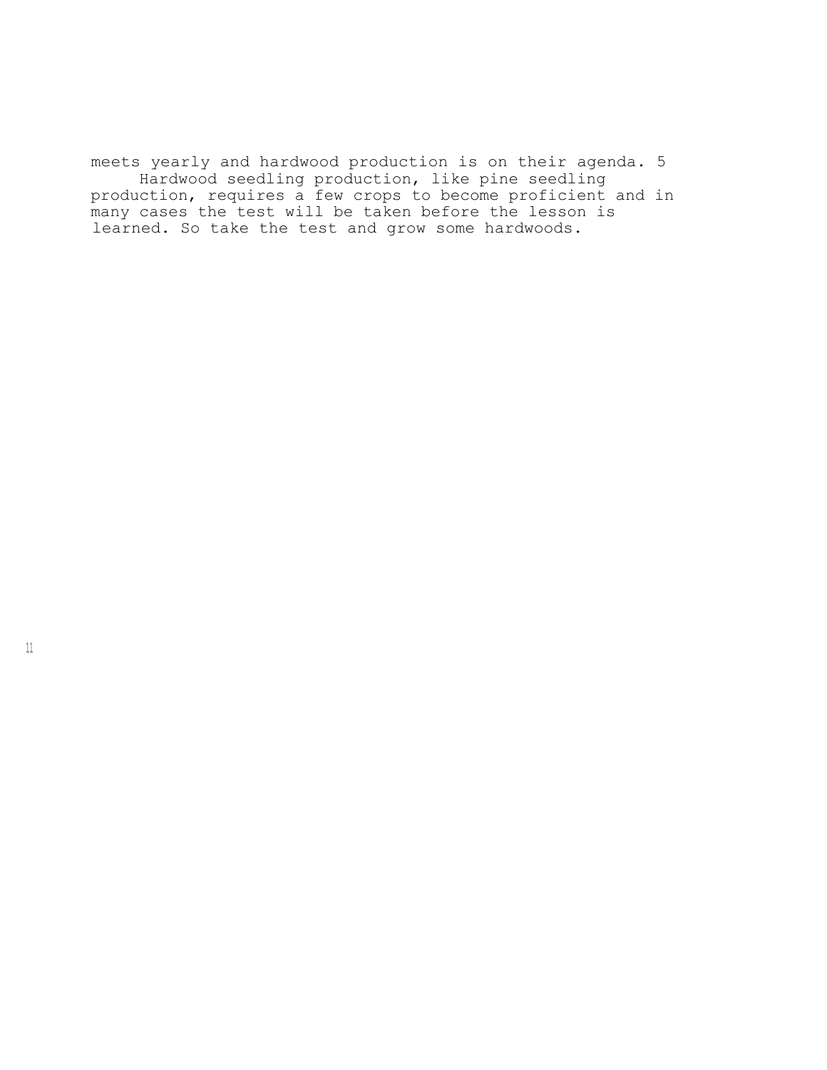meets yearly and hardwood production is on their agenda. 5

Hardwood seedling production, like pine seedling production, requires a few crops to become proficient and in many cases the test will be taken before the lesson is learned. So take the test and grow some hardwoods.